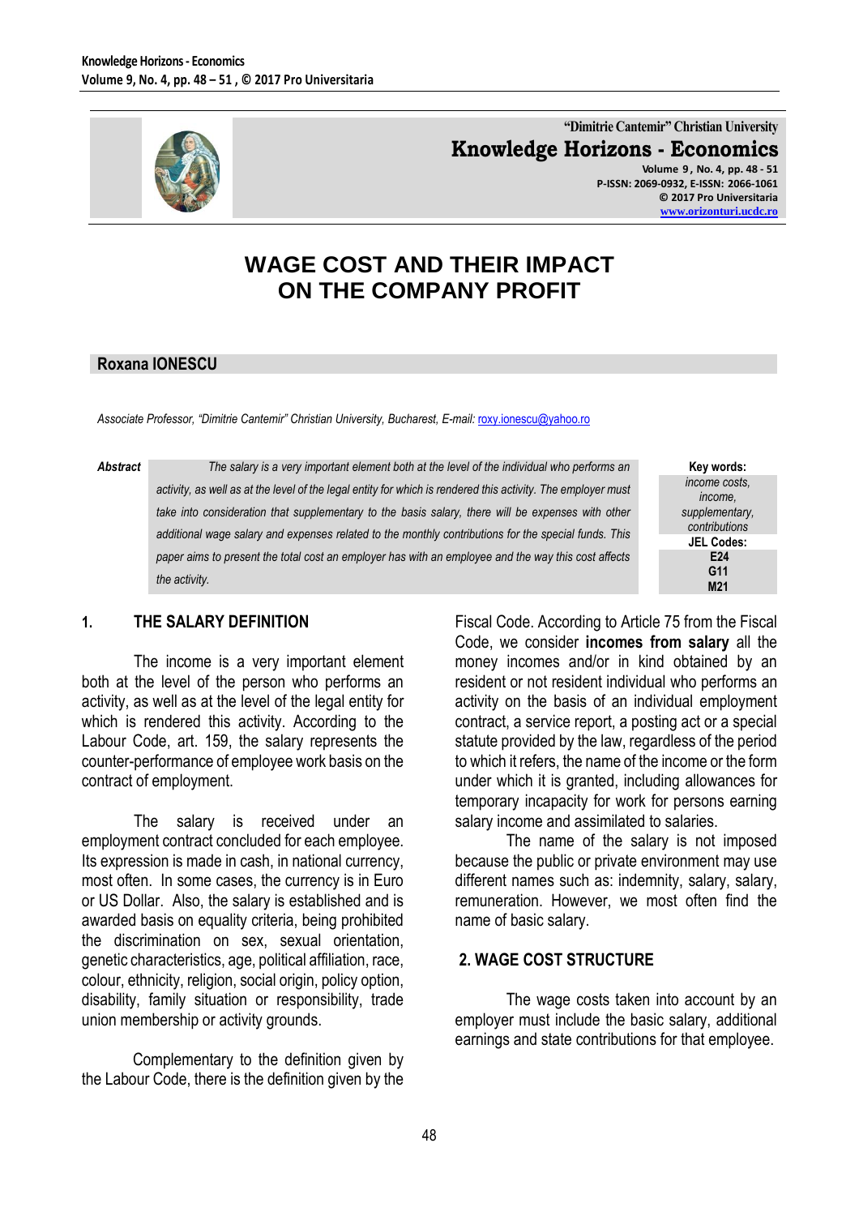"Dimitrie Cantemir" Christian University

**Knowledge Horizons - Economics**

Volume 9, No. 4, pp. 48 - 51
P-ISSN: 2069-0932, E-ISSN: 2066-1061
© 2017 Pro Universitaria
www.orizonturi.ucdc.ro

# WAGE COST AND THEIR IMPACT ON THE COMPANY PROFIT

**Roxana IONESCU**

*Associate Professor, "Dimitrie Cantemir" Christian University, Bucharest, E-mail: roxy.ionescu@yahoo.ro*

***Abstract*** *The salary is a very important element both at the level of the individual who performs an activity, as well as at the level of the legal entity for which is rendered this activity. The employer must take into consideration that supplementary to the basis salary, there will be expenses with other additional wage salary and expenses related to the monthly contributions for the special funds. This paper aims to present the total cost an employer has with an employee and the way this cost affects the activity.*

**Key words:**
*income costs, income, supplementary, contributions*

**JEL Codes:**
**E24**
**G11**
**M21**

## 1. THE SALARY DEFINITION

The income is a very important element both at the level of the person who performs an activity, as well as at the level of the legal entity for which is rendered this activity. According to the Labour Code, art. 159, the salary represents the counter-performance of employee work basis on the contract of employment.

The salary is received under an employment contract concluded for each employee. Its expression is made in cash, in national currency, most often. In some cases, the currency is in Euro or US Dollar. Also, the salary is established and is awarded basis on equality criteria, being prohibited the discrimination on sex, sexual orientation, genetic characteristics, age, political affiliation, race, colour, ethnicity, religion, social origin, policy option, disability, family situation or responsibility, trade union membership or activity grounds.

Complementary to the definition given by the Labour Code, there is the definition given by the Fiscal Code. According to Article 75 from the Fiscal Code, we consider **incomes from salary** all the money incomes and/or in kind obtained by an resident or not resident individual who performs an activity on the basis of an individual employment contract, a service report, a posting act or a special statute provided by the law, regardless of the period to which it refers, the name of the income or the form under which it is granted, including allowances for temporary incapacity for work for persons earning salary income and assimilated to salaries.

The name of the salary is not imposed because the public or private environment may use different names such as: indemnity, salary, salary, remuneration. However, we most often find the name of basic salary.

## 2. WAGE COST STRUCTURE

The wage costs taken into account by an employer must include the basic salary, additional earnings and state contributions for that employee.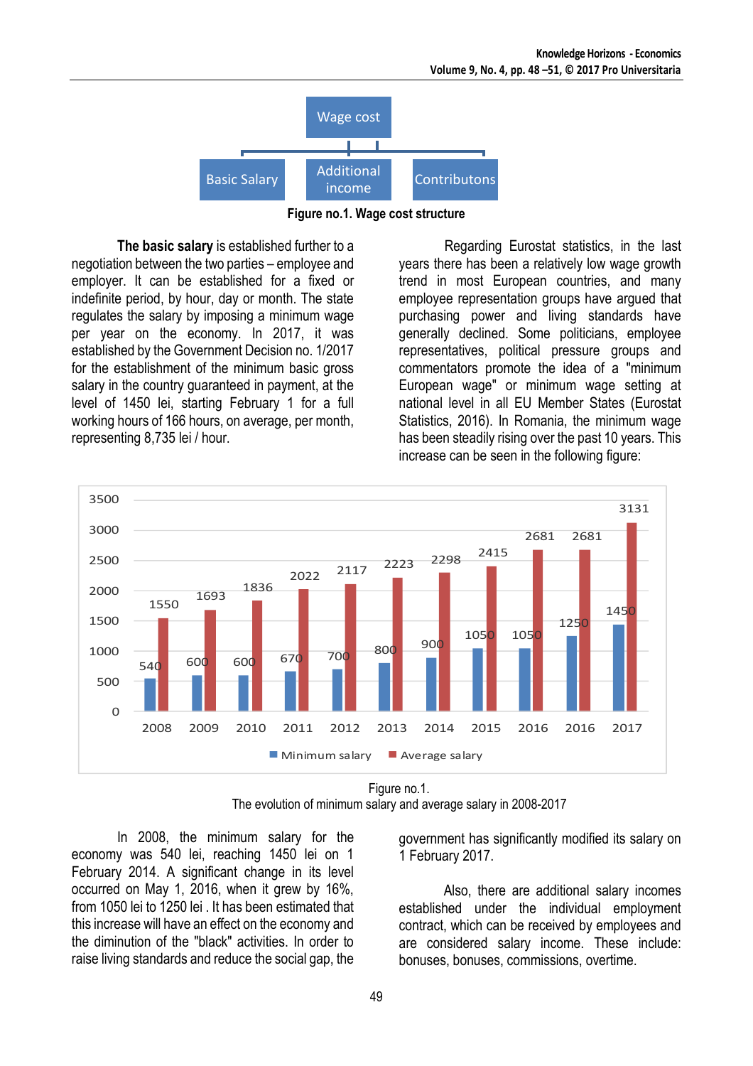Figure no.1. Wage cost structure

**The basic salary** is established further to a negotiation between the two parties – employee and employer. It can be established for a fixed or indefinite period, by hour, day or month. The state regulates the salary by imposing a minimum wage per year on the economy. In 2017, it was established by the Government Decision no. 1/2017 for the establishment of the minimum basic gross salary in the country guaranteed in payment, at the level of 1450 lei, starting February 1 for a full working hours of 166 hours, on average, per month, representing 8,735 lei / hour.

Regarding Eurostat statistics, in the last years there has been a relatively low wage growth trend in most European countries, and many employee representation groups have argued that purchasing power and living standards have generally declined. Some politicians, employee representatives, political pressure groups and commentators promote the idea of a "minimum European wage" or minimum wage setting at national level in all EU Member States (Eurostat Statistics, 2016). In Romania, the minimum wage has been steadily rising over the past 10 years. This increase can be seen in the following figure:

Figure no.1.
The evolution of minimum salary and average salary in 2008-2017

In 2008, the minimum salary for the economy was 540 lei, reaching 1450 lei on 1 February 2014. A significant change in its level occurred on May 1, 2016, when it grew by 16%, from 1050 lei to 1250 lei . It has been estimated that this increase will have an effect on the economy and the diminution of the "black" activities. In order to raise living standards and reduce the social gap, the government has significantly modified its salary on 1 February 2017.

Also, there are additional salary incomes established under the individual employment contract, which can be received by employees and are considered salary income. These include: bonuses, bonuses, commissions, overtime.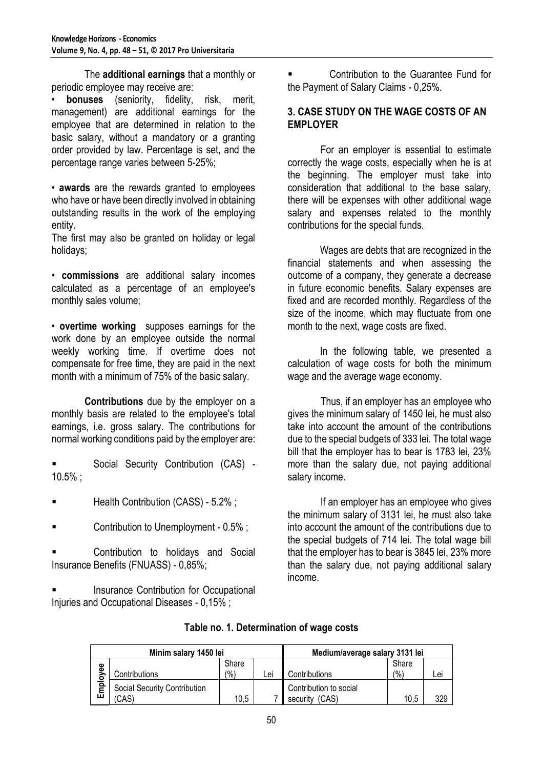The **additional earnings** that a monthly or periodic employee may receive are:

• **bonuses** (seniority, fidelity, risk, merit, management) are additional earnings for the employee that are determined in relation to the basic salary, without a mandatory or a granting order provided by law. Percentage is set, and the percentage range varies between 5-25%;

• **awards** are the rewards granted to employees who have or have been directly involved in obtaining outstanding results in the work of the employing entity.
The first may also be granted on holiday or legal holidays;

• **commissions** are additional salary incomes calculated as a percentage of an employee's monthly sales volume;

• **overtime working** supposes earnings for the work done by an employee outside the normal weekly working time. If overtime does not compensate for free time, they are paid in the next month with a minimum of 75% of the basic salary.

**Contributions** due by the employer on a monthly basis are related to the employee's total earnings, i.e. gross salary. The contributions for normal working conditions paid by the employer are:

- Social Security Contribution (CAS) - 10.5% ;
- Health Contribution (CASS) - 5.2% ;
- Contribution to Unemployment - 0.5% ;
- Contribution to holidays and Social Insurance Benefits (FNUASS) - 0,85%;
- Insurance Contribution for Occupational Injuries and Occupational Diseases - 0,15% ;
- Contribution to the Guarantee Fund for the Payment of Salary Claims - 0,25%.

## 3. CASE STUDY ON THE WAGE COSTS OF AN EMPLOYER

For an employer is essential to estimate correctly the wage costs, especially when he is at the beginning. The employer must take into consideration that additional to the base salary, there will be expenses with other additional wage salary and expenses related to the monthly contributions for the special funds.

Wages are debts that are recognized in the financial statements and when assessing the outcome of a company, they generate a decrease in future economic benefits. Salary expenses are fixed and are recorded monthly. Regardless of the size of the income, which may fluctuate from one month to the next, wage costs are fixed.

In the following table, we presented a calculation of wage costs for both the minimum wage and the average wage economy.

Thus, if an employer has an employee who gives the minimum salary of 1450 lei, he must also take into account the amount of the contributions due to the special budgets of 333 lei. The total wage bill that the employer has to bear is 1783 lei, 23% more than the salary due, not paying additional salary income.

If an employer has an employee who gives the minimum salary of 3131 lei, he must also take into account the amount of the contributions due to the special budgets of 714 lei. The total wage bill that the employer has to bear is 3845 lei, 23% more than the salary due, not paying additional salary income.

**Table no. 1. Determination of wage costs**

| | Minim salary 1450 lei | | | Medium/average salary 3131 lei | | |
|---|---|---|---|---|---|---|
| Employee | Contributions | Share (%) | Lei | Contributions | Share (%) | Lei |
| | Social Security Contribution (CAS) | 10,5 | 7 | Contribution to social security (CAS) | 10,5 | 329 |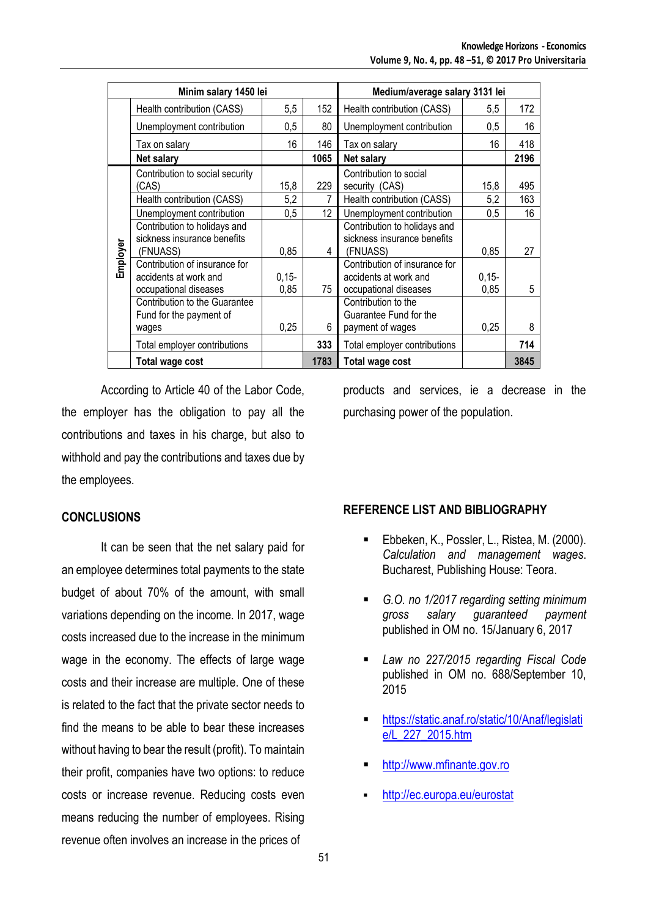| | Minim salary 1450 lei | | | Medium/average salary 3131 lei | | |
|---|---|---|---|---|---|---|
| | Health contribution (CASS) | 5,5 | 152 | Health contribution (CASS) | 5,5 | 172 |
| | Unemployment contribution | 0,5 | 80 | Unemployment contribution | 0,5 | 16 |
| | Tax on salary | 16 | 146 | Tax on salary | 16 | 418 |
| | **Net salary** | | **1065** | **Net salary** | | **2196** |
| Employer | Contribution to social security (CAS) | 15,8 | 229 | Contribution to social security (CAS) | 15,8 | 495 |
| | Health contribution (CASS) | 5,2 | 7 | Health contribution (CASS) | 5,2 | 163 |
| | Unemployment contribution | 0,5 | 12 | Unemployment contribution | 0,5 | 16 |
| | Contribution to holidays and sickness insurance benefits (FNUASS) | 0,85 | 4 | Contribution to holidays and sickness insurance benefits (FNUASS) | 0,85 | 27 |
| | Contribution of insurance for accidents at work and occupational diseases | 0,15-0,85 | 75 | Contribution of insurance for accidents at work and occupational diseases | 0,15-0,85 | 5 |
| | Contribution to the Guarantee Fund for the payment of wages | 0,25 | 6 | Contribution to the Guarantee Fund for the payment of wages | 0,25 | 8 |
| | Total employer contributions | | **333** | Total employer contributions | | **714** |
| | **Total wage cost** | | **1783** | **Total wage cost** | | **3845** |

According to Article 40 of the Labor Code, the employer has the obligation to pay all the contributions and taxes in his charge, but also to withhold and pay the contributions and taxes due by the employees.

## CONCLUSIONS

It can be seen that the net salary paid for an employee determines total payments to the state budget of about 70% of the amount, with small variations depending on the income. In 2017, wage costs increased due to the increase in the minimum wage in the economy. The effects of large wage costs and their increase are multiple. One of these is related to the fact that the private sector needs to find the means to be able to bear these increases without having to bear the result (profit). To maintain their profit, companies have two options: to reduce costs or increase revenue. Reducing costs even means reducing the number of employees. Rising revenue often involves an increase in the prices of products and services, ie a decrease in the purchasing power of the population.

## REFERENCE LIST AND BIBLIOGRAPHY

- Ebbeken, K., Possler, L., Ristea, M. (2000). *Calculation and management wages*. Bucharest, Publishing House: Teora.
- *G.O. no 1/2017 regarding setting minimum gross salary guaranteed payment* published in OM no. 15/January 6, 2017
- *Law no 227/2015 regarding Fiscal Code* published in OM no. 688/September 10, 2015
- https://static.anaf.ro/static/10/Anaf/legislatie/L_227_2015.htm
- http://www.mfinante.gov.ro
- http://ec.europa.eu/eurostat